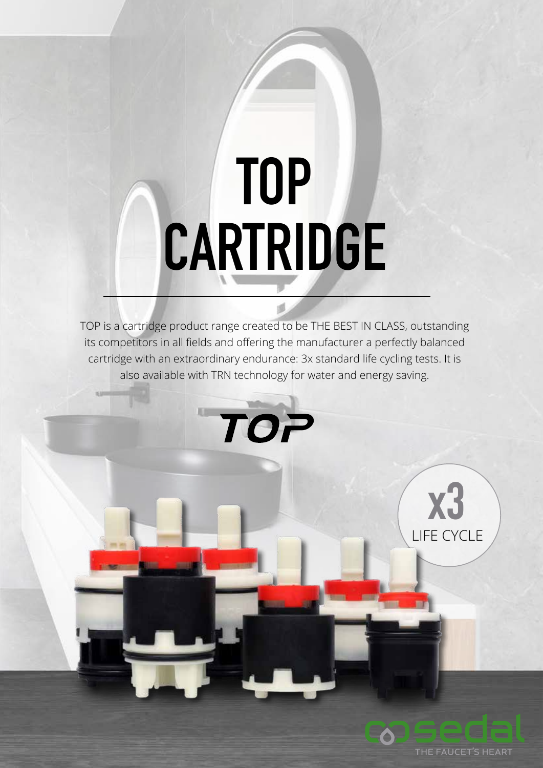# TOP CARTRIDGE

TOP is a cartridge product range created to be THE BEST IN CLASS, outstanding its competitors in all fields and offering the manufacturer a perfectly balanced cartridge with an extraordinary endurance: 3x standard life cycling tests. It is also available with TRN technology for water and energy saving.

TOP

x3
LIFE CYCLE

sedal
THE FAUCET'S HEART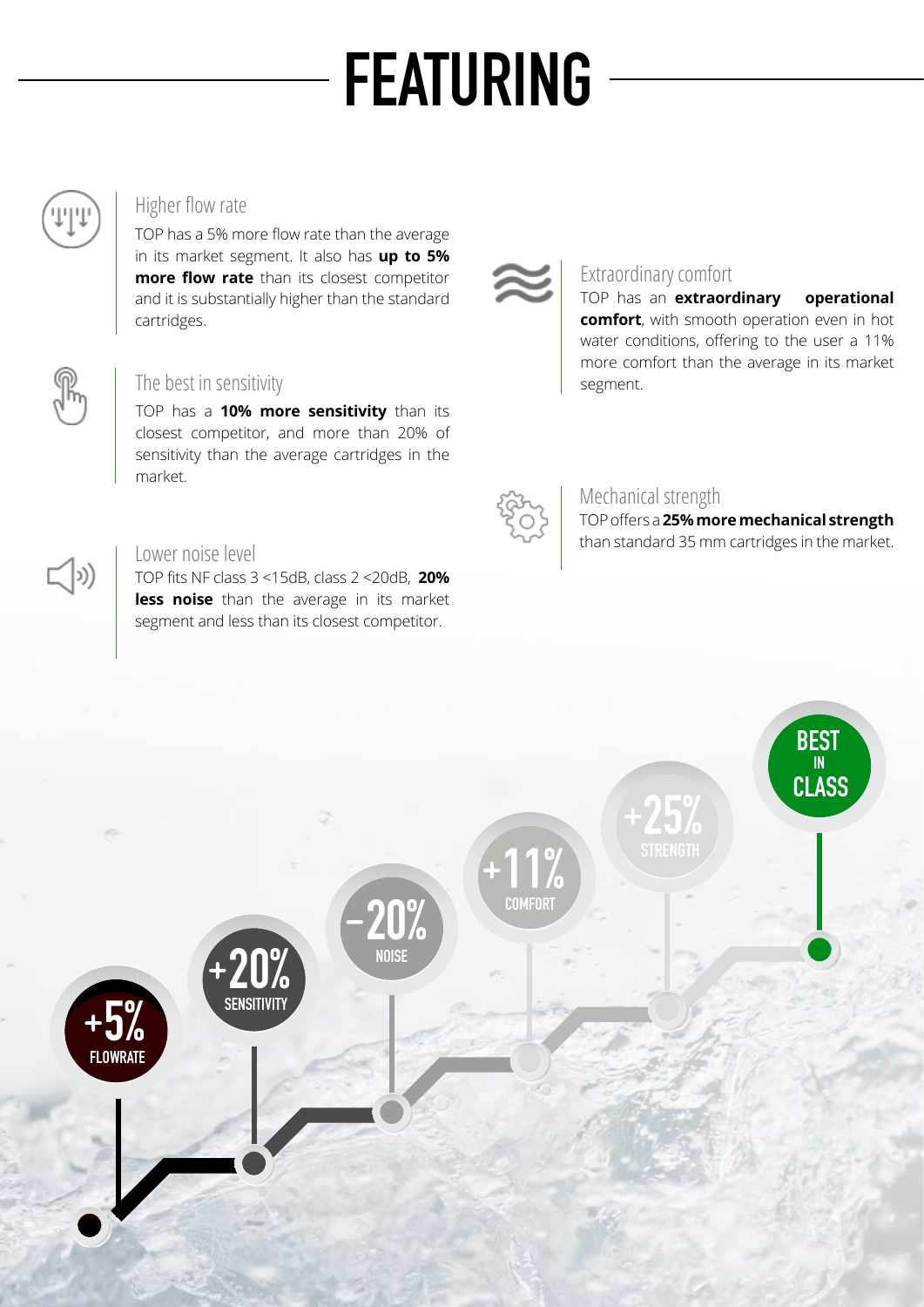# FEATURING

### Higher flow rate

TOP has a 5% more flow rate than the average in its market segment. It also has **up to 5% more flow rate** than its closest competitor and it is substantially higher than the standard cartridges.

### The best in sensitivity

TOP has a **10% more sensitivity** than its closest competitor, and more than 20% of sensitivity than the average cartridges in the market.

### Lower noise level

TOP fits NF class 3 <15dB, class 2 <20dB, **20% less noise** than the average in its market segment and less than its closest competitor.

### Extraordinary comfort

TOP has an **extraordinary operational comfort**, with smooth operation even in hot water conditions, offering to the user a 11% more comfort than the average in its market segment.

### Mechanical strength

TOP offers a **25% more mechanical strength** than standard 35 mm cartridges in the market.

+5% FLOWRATE

+20% SENSITIVITY

-20% NOISE

+11% COMFORT

+25% STRENGTH

BEST IN CLASS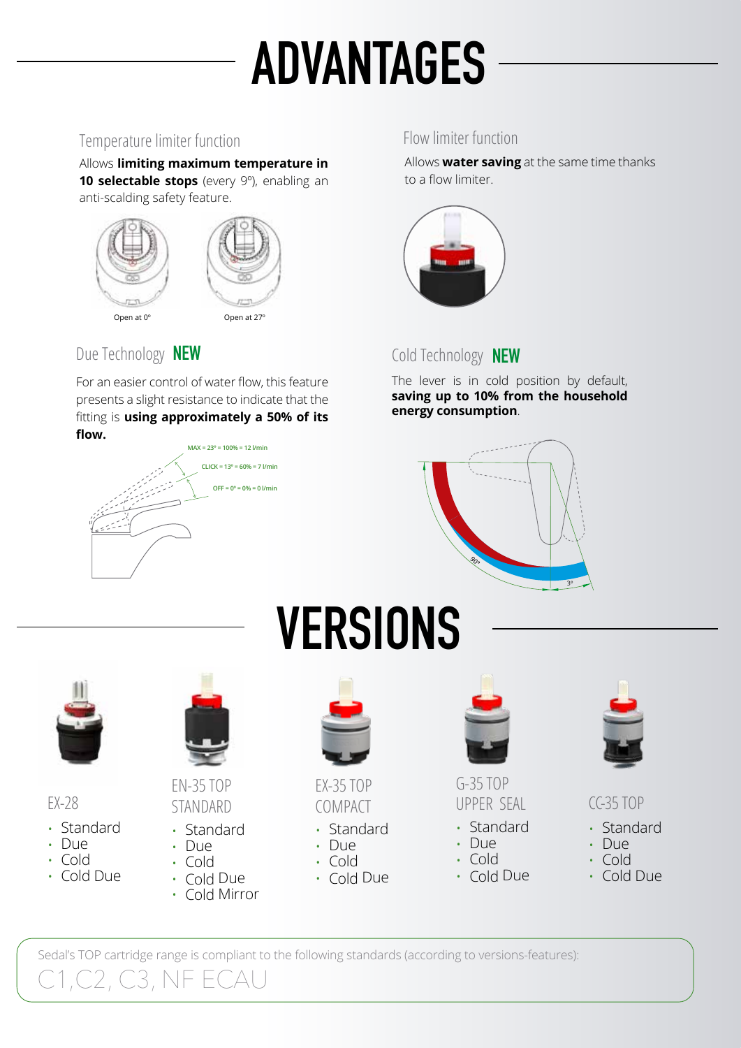# ADVANTAGES

## Temperature limiter function

Allows **limiting maximum temperature in 10 selectable stops** (every 9º), enabling an anti-scalding safety feature.

Open at 0º

Open at 27º

## Flow limiter function

Allows **water saving** at the same time thanks to a flow limiter.

## Due Technology **NEW**

For an easier control of water flow, this feature presents a slight resistance to indicate that the fitting is **using approximately a 50% of its flow.**

MAX = 23º = 100% = 12 l/min

CLICK = 13º = 60% = 7 l/min

OFF = 0º = 0% = 0 l/min

## Cold Technology **NEW**

The lever is in cold position by default, **saving up to 10% from the household energy consumption**.

90º

3º

# VERSIONS

### EX-28

- Standard
- Due
- Cold
- Cold Due

### EN-35 TOP STANDARD

- Standard
- Due
- Cold
- Cold Due
- Cold Mirror

### EX-35 TOP COMPACT

- Standard
- Due
- Cold
- Cold Due

### G-35 TOP UPPER SEAL

- Standard
- Due
- Cold
- Cold Due

### CC-35 TOP

- Standard
- Due
- Cold
- Cold Due

Sedal's TOP cartridge range is compliant to the following standards (according to versions-features):

C1,C2, C3, NF ECAU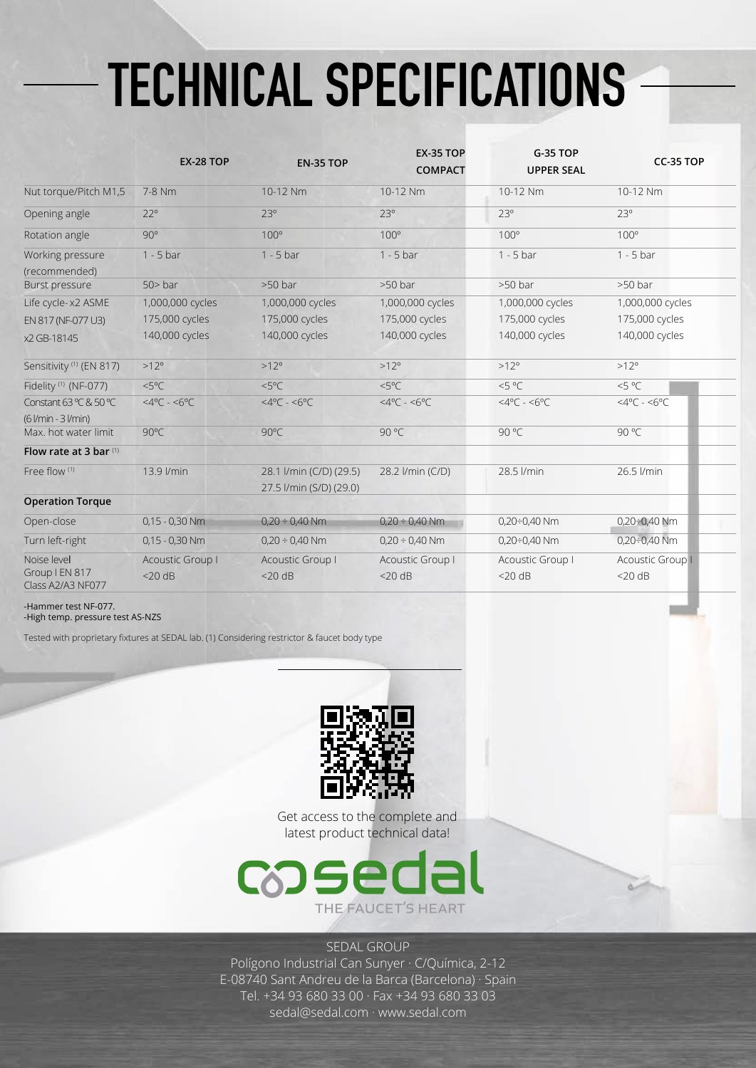# TECHNICAL SPECIFICATIONS

| | EX-28 TOP | EN-35 TOP | EX-35 TOP COMPACT | G-35 TOP UPPER SEAL | CC-35 TOP |
|---|---|---|---|---|---|
| Nut torque/Pitch M1,5 | 7-8 Nm | 10-12 Nm | 10-12 Nm | 10-12 Nm | 10-12 Nm |
| Opening angle | 22º | 23º | 23º | 23º | 23º |
| Rotation angle | 90º | 100º | 100º | 100º | 100º |
| Working pressure (recommended) | 1 - 5 bar | 1 - 5 bar | 1 - 5 bar | 1 - 5 bar | 1 - 5 bar |
| Burst pressure | 50> bar | >50 bar | >50 bar | >50 bar | >50 bar |
| Life cycle- x2 ASME<br>EN 817 (NF-077 U3)<br>x2 GB-18145 | 1,000,000 cycles<br>175,000 cycles<br>140,000 cycles | 1,000,000 cycles<br>175,000 cycles<br>140,000 cycles | 1,000,000 cycles<br>175,000 cycles<br>140,000 cycles | 1,000,000 cycles<br>175,000 cycles<br>140,000 cycles | 1,000,000 cycles<br>175,000 cycles<br>140,000 cycles |
| Sensitivity (1) (EN 817) | >12º | >12º | >12º | >12º | >12º |
| Fidelity (1) (NF-077) | <5ºC | <5ºC | <5ºC | <5 ºC | <5 ºC |
| Constant 63 ºC & 50 ºC (6 l/min - 3 l/min) | <4ºC - <6ºC | <4ºC - <6ºC | <4ºC - <6ºC | <4ºC - <6ºC | <4ºC - <6ºC |
| Max. hot water limit | 90ºC | 90ºC | 90 ºC | 90 ºC | 90 ºC |
| **Flow rate at 3 bar (1)** | | | | | |
| Free flow (1) | 13.9 l/min | 28.1 l/min (C/D) (29.5)<br>27.5 l/min (S/D) (29.0) | 28.2 l/min (C/D) | 28.5 l/min | 26.5 l/min |
| **Operation Torque** | | | | | |
| Open-close | 0,15 - 0,30 Nm | 0,20 ÷ 0,40 Nm | 0,20 ÷ 0,40 Nm | 0,20÷0,40 Nm | 0,20÷0,40 Nm |
| Turn left-right | 0,15 - 0,30 Nm | 0,20 ÷ 0,40 Nm | 0,20 ÷ 0,40 Nm | 0,20÷0,40 Nm | 0,20÷0,40 Nm |
| Noise level<br>Group I EN 817<br>Class A2/A3 NF077 | Acoustic Group I<br><20 dB | Acoustic Group I<br><20 dB | Acoustic Group I<br><20 dB | Acoustic Group I<br><20 dB | Acoustic Group I<br><20 dB |

-Hammer test NF-077.
-High temp. pressure test AS-NZS

Tested with proprietary fixtures at SEDAL lab. (1) Considering restrictor & faucet body type

Get access to the complete and latest product technical data!

sedal
THE FAUCET'S HEART

SEDAL GROUP
Polígono Industrial Can Sunyer · C/Química, 2-12
E-08740 Sant Andreu de la Barca (Barcelona) · Spain
Tel. +34 93 680 33 00 · Fax +34 93 680 33 03
sedal@sedal.com · www.sedal.com